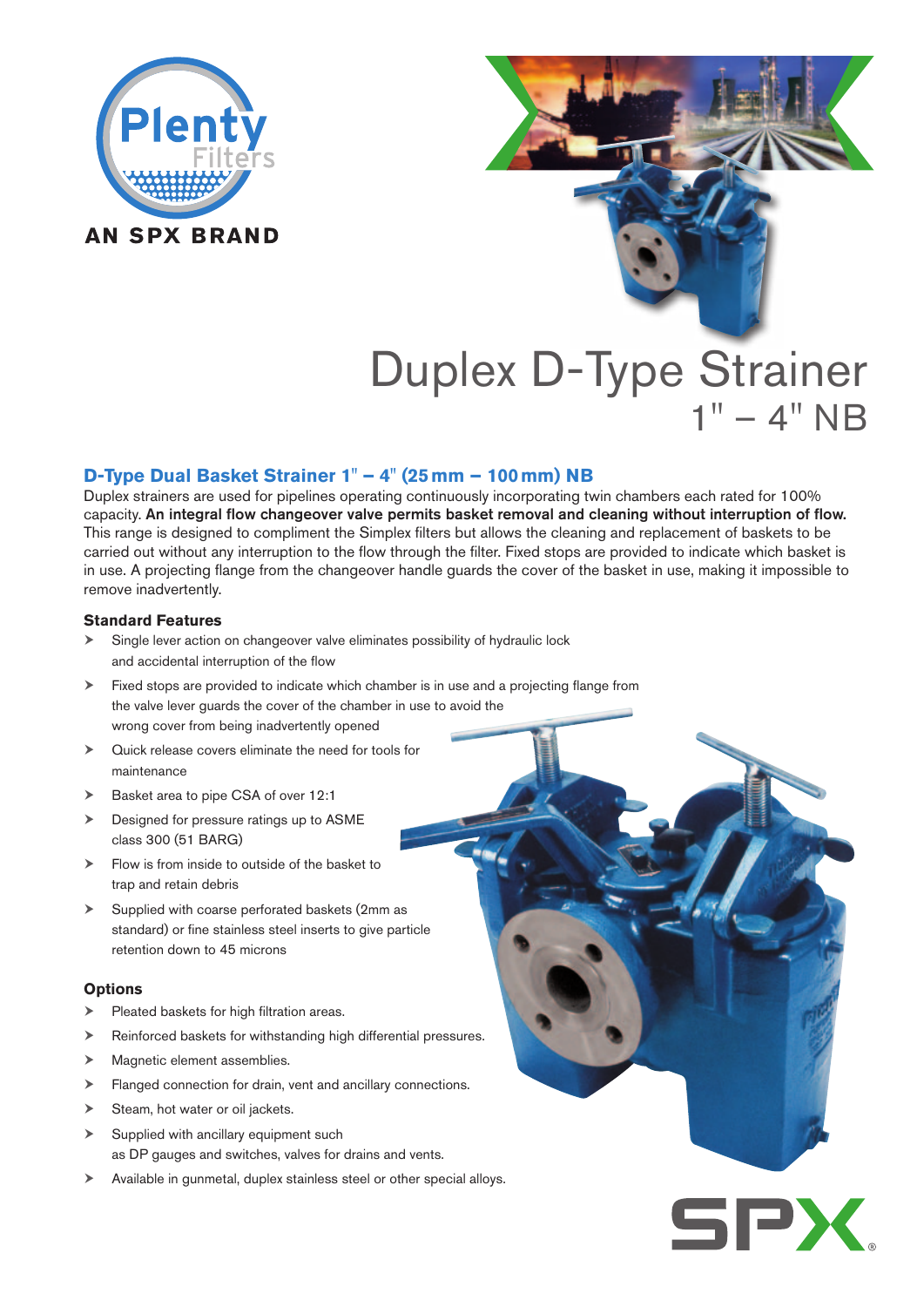Plenty Filters

AN SPX BRAND

# Duplex D-Type Strainer
## 1" – 4" NB

### D-Type Dual Basket Strainer 1" – 4" (25 mm – 100 mm) NB

Duplex strainers are used for pipelines operating continuously incorporating twin chambers each rated for 100% capacity. **An integral flow changeover valve permits basket removal and cleaning without interruption of flow.** This range is designed to compliment the Simplex filters but allows the cleaning and replacement of baskets to be carried out without any interruption to the flow through the filter. Fixed stops are provided to indicate which basket is in use. A projecting flange from the changeover handle guards the cover of the basket in use, making it impossible to remove inadvertently.

#### Standard Features

- Single lever action on changeover valve eliminates possibility of hydraulic lock and accidental interruption of the flow
- Fixed stops are provided to indicate which chamber is in use and a projecting flange from the valve lever guards the cover of the chamber in use to avoid the wrong cover from being inadvertently opened
- Quick release covers eliminate the need for tools for maintenance
- Basket area to pipe CSA of over 12:1
- Designed for pressure ratings up to ASME class 300 (51 BARG)
- Flow is from inside to outside of the basket to trap and retain debris
- Supplied with coarse perforated baskets (2mm as standard) or fine stainless steel inserts to give particle retention down to 45 microns

#### Options

- Pleated baskets for high filtration areas.
- Reinforced baskets for withstanding high differential pressures.
- Magnetic element assemblies.
- Flanged connection for drain, vent and ancillary connections.
- Steam, hot water or oil jackets.
- Supplied with ancillary equipment such as DP gauges and switches, valves for drains and vents.
- Available in gunmetal, duplex stainless steel or other special alloys.

SPX®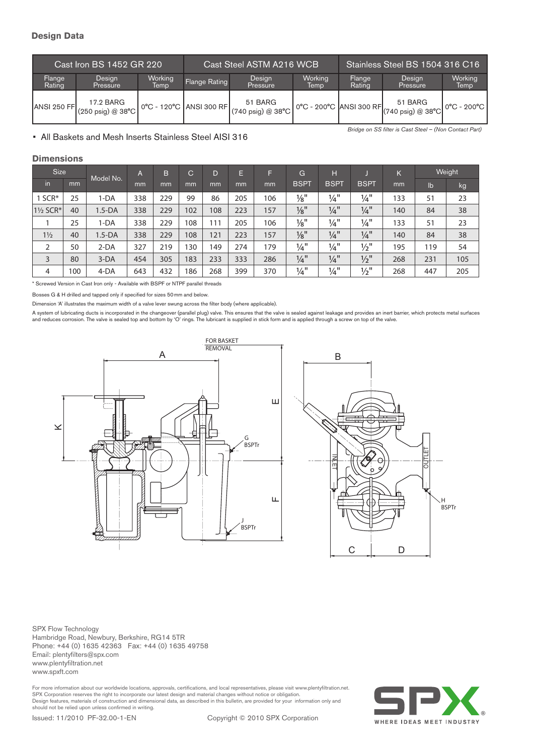### Design Data

| Cast Iron BS 1452 GR 220 | | | Cast Steel ASTM A216 WCB | | | Stainless Steel BS 1504 316 C16 | | |
|---|---|---|---|---|---|---|---|---|
| Flange Rating | Design Pressure | Working Temp | Flange Rating | Design Pressure | Working Temp | Flange Rating | Design Pressure | Working Temp |
| ANSI 250 FF | 17.2 BARG (250 psig) @ 38°C | 0°C - 120°C | ANSI 300 RF | 51 BARG (740 psig) @ 38°C | 0°C - 200°C | ANSI 300 RF | 51 BARG (740 psig) @ 38°C | 0°C - 200°C |

*Bridge on SS filter is Cast Steel – (Non Contact Part)*

- All Baskets and Mesh Inserts Stainless Steel AISI 316

### Dimensions

| Size | | Model No. | A | B | C | D | E | F | G | H | J | K | Weight | |
|---|---|---|---|---|---|---|---|---|---|---|---|---|---|---|
| in | mm | | mm | mm | mm | mm | mm | mm | BSPT | BSPT | BSPT | mm | lb | kg |
| 1 SCR* | 25 | 1-DA | 338 | 229 | 99 | 86 | 205 | 106 | ⅛" | ¼" | ¼" | 133 | 51 | 23 |
| 1½ SCR* | 40 | 1.5-DA | 338 | 229 | 102 | 108 | 223 | 157 | ⅛" | ¼" | ¼" | 140 | 84 | 38 |
| 1 | 25 | 1-DA | 338 | 229 | 108 | 111 | 205 | 106 | ⅛" | ¼" | ¼" | 133 | 51 | 23 |
| 1½ | 40 | 1.5-DA | 338 | 229 | 108 | 121 | 223 | 157 | ⅛" | ¼" | ¼" | 140 | 84 | 38 |
| 2 | 50 | 2-DA | 327 | 219 | 130 | 149 | 274 | 179 | ¼" | ¼" | ½" | 195 | 119 | 54 |
| 3 | 80 | 3-DA | 454 | 305 | 183 | 233 | 333 | 286 | ¼" | ¼" | ½" | 268 | 231 | 105 |
| 4 | 100 | 4-DA | 643 | 432 | 186 | 268 | 399 | 370 | ¼" | ¼" | ½" | 268 | 447 | 205 |

\* Screwed Version in Cast Iron only - Available with BSPF or NTPF parallel threads

Bosses G & H drilled and tapped only if specified for sizes 50 mm and below.

Dimension 'A' illustrates the maximum width of a valve lever swung across the filter body (where applicable).

A system of lubricating ducts is incorporated in the changeover (parallel plug) valve. This ensures that the valve is sealed against leakage and provides an inert barrier, which protects metal surfaces and reduces corrosion. The valve is sealed top and bottom by 'O' rings. The lubricant is supplied in stick form and is applied through a screw on top of the valve.

FOR BASKET REMOVAL
A
K
E
F
G BSPTr
J BSPTr
B
INLET
OUTLET
H BSPTr
C
D

SPX Flow Technology
Hambridge Road, Newbury, Berkshire, RG14 5TR
Phone: +44 (0) 1635 42363 Fax: +44 (0) 1635 49758
Email: plentyfilters@spx.com
www.plentyfiltration.net
www.spxft.com

For more information about our worldwide locations, approvals, certifications, and local representatives, please visit www.plentyfiltration.net.
SPX Corporation reserves the right to incorporate our latest design and material changes without notice or obligation.
Design features, materials of construction and dimensional data, as described in this bulletin, are provided for your information only and should not be relied upon unless confirmed in writing.

Issued: 11/2010 PF-32.00-1-EN

Copyright © 2010 SPX Corporation

SPX WHERE IDEAS MEET INDUSTRY